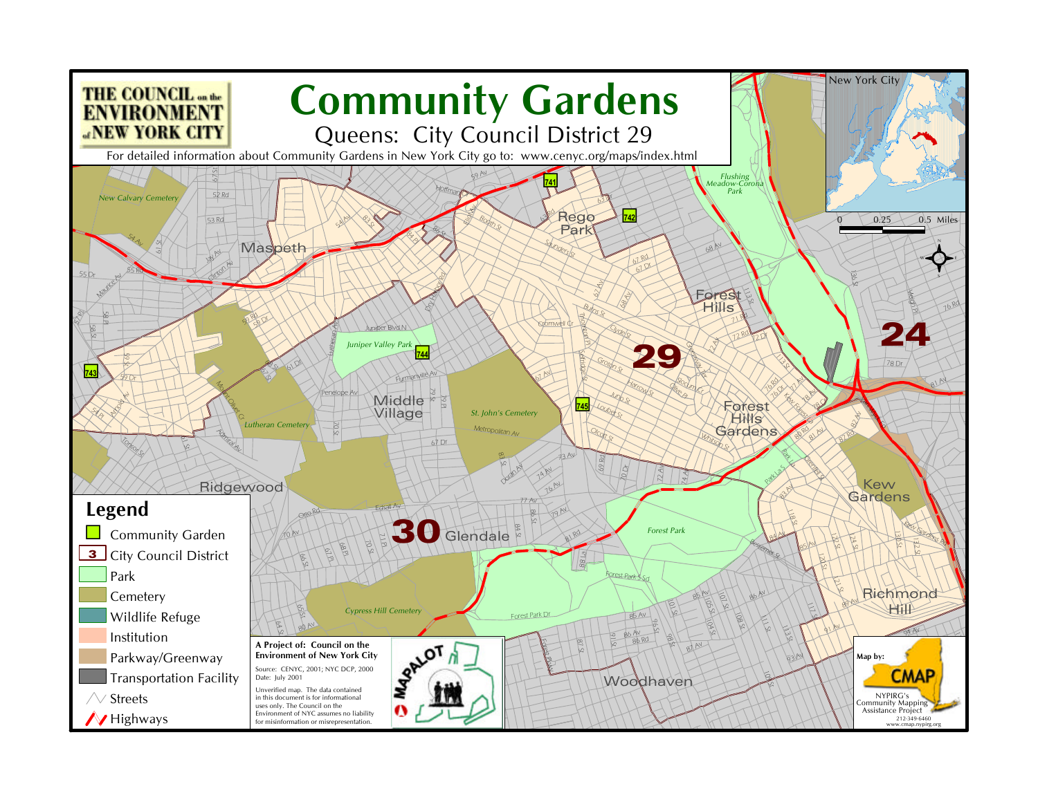THE COUNCIL on the ENVIRONMENT of NEW YORK CITY

# Community Gardens

## Queens: City Council District 29

For detailed information about Community Gardens in New York City go to: www.cenyc.org/maps/index.html

New York City

0 0.25 0.5 Miles

## Legend

- Community Garden
- City Council District
- Park
- Cemetery
- Wildlife Refuge
- Institution
- Parkway/Greenway
- Transportation Facility
- Streets
- Highways

**A Project of: Council on the Environment of New York City**

Source: CENYC, 2001; NYC DCP, 2000
Date: July 2001

Unverified map. The data contained in this document is for informational uses only. The Council on the Environment of NYC assumes no liability for misinformation or misrepresentation.

MAPALOT

Map by: CMAP

NYPIRG's Community Mapping Assistance Project
212-349-6460
www.cmap.nypirg.org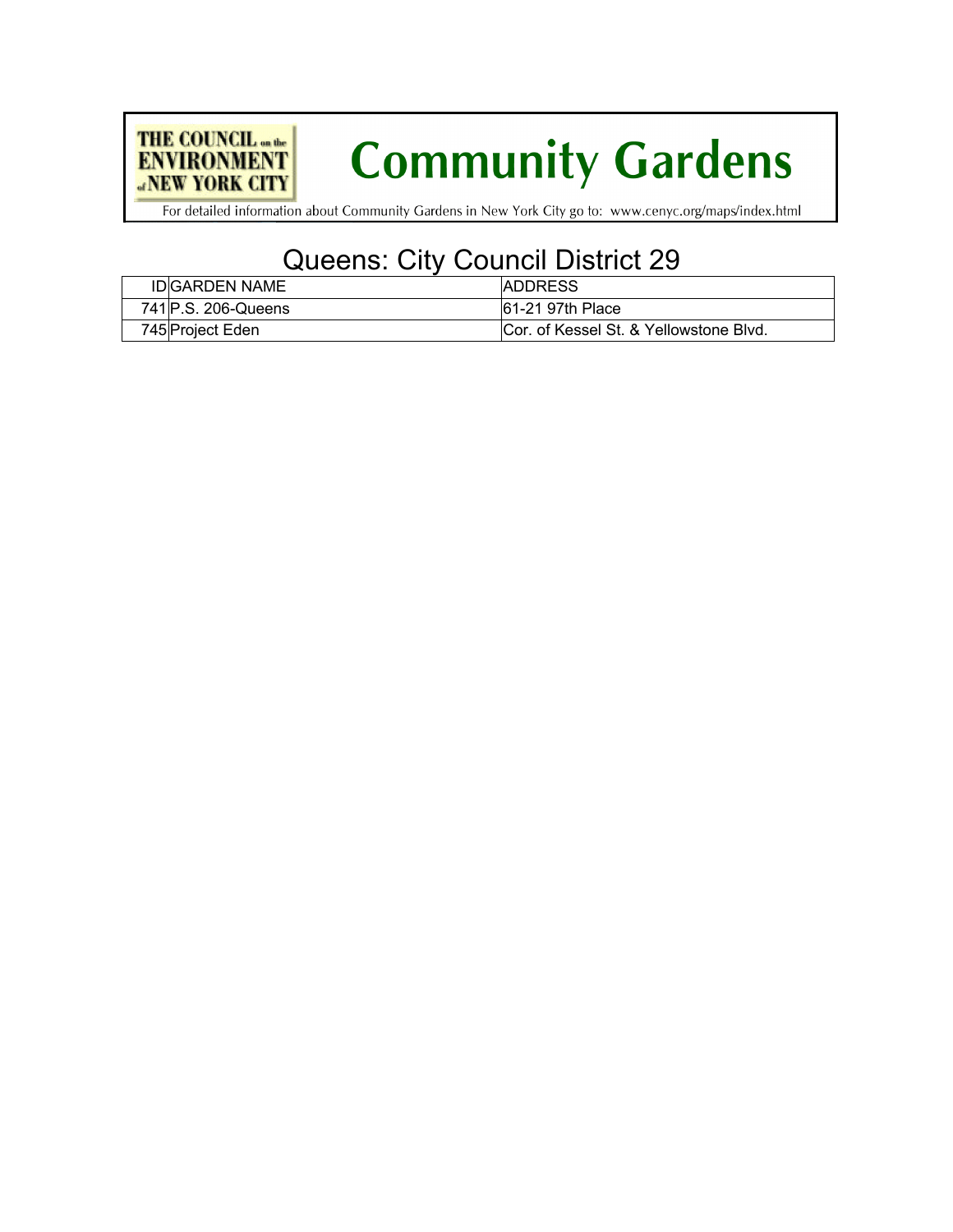THE COUNCIL on the ENVIRONMENT of NEW YORK CITY

# Community Gardens

For detailed information about Community Gardens in New York City go to: www.cenyc.org/maps/index.html

## Queens: City Council District 29

| ID | GARDEN NAME | ADDRESS |
|---|---|---|
| 741 | P.S. 206-Queens | 61-21 97th Place |
| 745 | Project Eden | Cor. of Kessel St. & Yellowstone Blvd. |